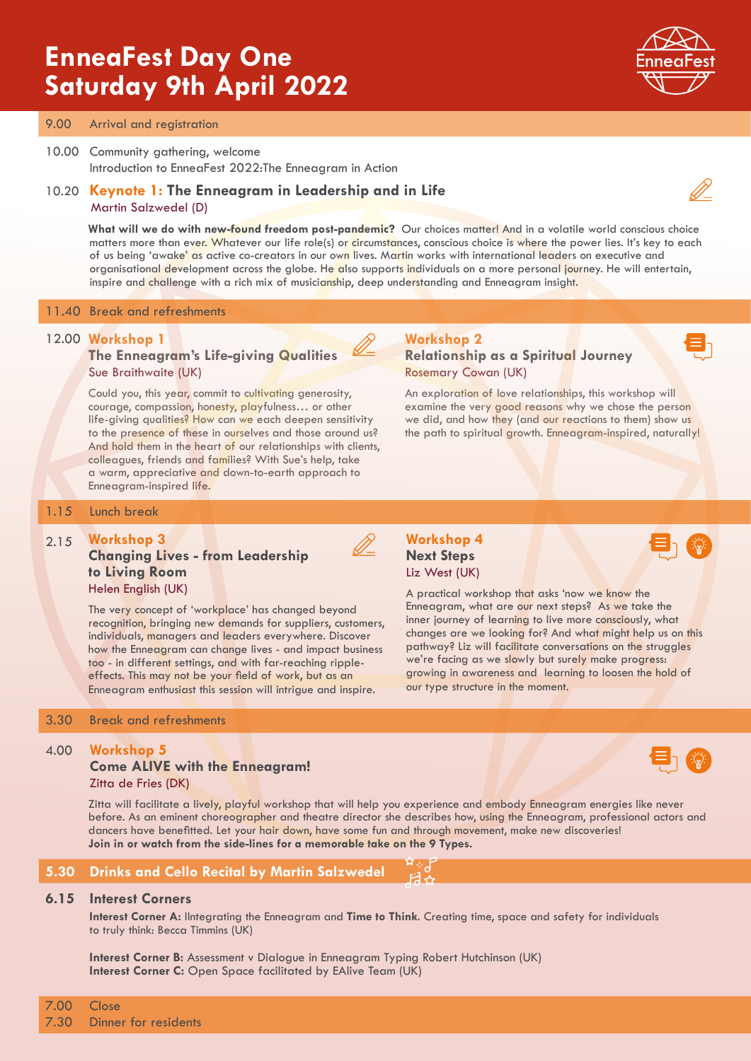# EnneaFest Day One
# Saturday 9th April 2022

**9.00** Arrival and registration

**10.00** Community gathering, welcome
Introduction to EnneaFest 2022:The Enneagram in Action

## 10.20 Keynote 1: The Enneagram in Leadership and in Life

Martin Salzwedel (D)

**What will we do with new-found freedom post-pandemic?** Our choices matter! And in a volatile world conscious choice matters more than ever. Whatever our life role(s) or circumstances, conscious choice is where the power lies. It's key to each of us being 'awake' as active co-creators in our own lives. Martin works with international leaders on executive and organisational development across the globe. He also supports individuals on a more personal journey. He will entertain, inspire and challenge with a rich mix of musicianship, deep understanding and Enneagram insight.

**11.40** Break and refreshments

## 12.00 Workshop 1

### The Enneagram's Life-giving Qualities

Sue Braithwaite (UK)

Could you, this year, commit to cultivating generosity, courage, compassion, honesty, playfulness… or other life-giving qualities? How can we each deepen sensitivity to the presence of these in ourselves and those around us? And hold them in the heart of our relationships with clients, colleagues, friends and families? With Sue's help, take a warm, appreciative and down-to-earth approach to Enneagram-inspired life.

## Workshop 2

### Relationship as a Spiritual Journey

Rosemary Cowan (UK)

An exploration of love relationships, this workshop will examine the very good reasons why we chose the person we did, and how they (and our reactions to them) show us the path to spiritual growth. Enneagram-inspired, naturally!

**1.15** Lunch break

## 2.15 Workshop 3

### Changing Lives - from Leadership to Living Room

Helen English (UK)

The very concept of 'workplace' has changed beyond recognition, bringing new demands for suppliers, customers, individuals, managers and leaders everywhere. Discover how the Enneagram can change lives - and impact business too - in different settings, and with far-reaching ripple-effects. This may not be your field of work, but as an Enneagram enthusiast this session will intrigue and inspire.

## Workshop 4

### Next Steps

Liz West (UK)

A practical workshop that asks 'now we know the Enneagram, what are our next steps? As we take the inner journey of learning to live more consciously, what changes are we looking for? And what might help us on this pathway? Liz will facilitate conversations on the struggles we're facing as we slowly but surely make progress: growing in awareness and learning to loosen the hold of our type structure in the moment.

**3.30** Break and refreshments

## 4.00 Workshop 5

### Come ALIVE with the Enneagram!

Zitta de Fries (DK)

Zitta will facilitate a lively, playful workshop that will help you experience and embody Enneagram energies like never before. As an eminent choreographer and theatre director she describes how, using the Enneagram, professional actors and dancers have benefitted. Let your hair down, have some fun and through movement, make new discoveries!
**Join in or watch from the side-lines for a memorable take on the 9 Types.**

## 5.30 Drinks and Cello Recital by Martin Salzwedel

## 6.15 Interest Corners

**Interest Corner A:** IIntegrating the Enneagram and **Time to Think**. Creating time, space and safety for individuals to truly think: Becca Timmins (UK)

**Interest Corner B:** Assessment v Dialogue in Enneagram Typing Robert Hutchinson (UK)
**Interest Corner C:** Open Space facilitated by EAlive Team (UK)

**7.00** Close
**7.30** Dinner for residents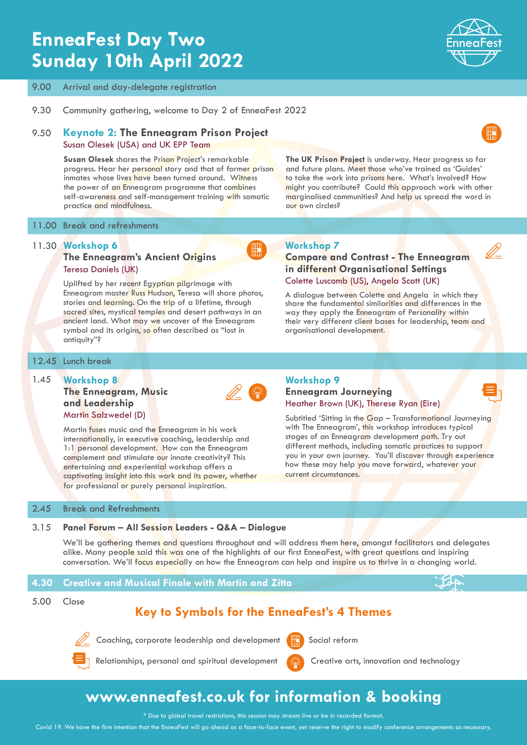# EnneaFest Day Two
# Sunday 10th April 2022

EnneaFest

**9.00** Arrival and day-delegate registration

**9.30** Community gathering, welcome to Day 2 of EnneaFest 2022

**9.50** **Keynote 2: The Enneagram Prison Project**
Susan Olesek (USA) and UK EPP Team

**Susan Olesek** shares the Prison Project's remarkable progress. Hear her personal story and that of former prison inmates whose lives have been turned around. Witness the power of an Enneagram programme that combines self-awareness and self-management training with somatic practice and mindfulness.

**The UK Prison Project** is underway. Hear progress so far and future plans. Meet those who've trained as 'Guides' to take the work into prisons here. What's involved? How might you contribute? Could this approach work with other marginalised communities? And help us spread the word in our own circles?

**11.00** Break and refreshments

**11.30** **Workshop 6**
**The Enneagram's Ancient Origins**
Teresa Daniels (UK)

Uplifted by her recent Egyptian pilgrimage with Enneagram master Russ Hudson, Teresa will share photos, stories and learning. On the trip of a lifetime, through sacred sites, mystical temples and desert pathways in an ancient land. What may we uncover of the Enneagram symbol and its origins, so often described as "lost in antiquity"?

**Workshop 7**
**Compare and Contrast - The Enneagram in different Organisational Settings**
Colette Luscomb (US), Angela Scott (UK)

A dialogue between Colette and Angela in which they share the fundamental similarities and differences in the way they apply the Enneagram of Personality within their very different client bases for leadership, team and organisational development.

**12.45** Lunch break

**1.45** **Workshop 8**
**The Enneagram, Music and Leadership**
Martin Salzwedel (D)

Martin fuses music and the Enneagram in his work internationally, in executive coaching, leadership and 1:1 personal development. How can the Enneagram complement and stimulate our innate creativity? This entertaining and experiential workshop offers a captivating insight into this work and its power, whether for professional or purely personal inspiration.

**Workshop 9**
**Enneagram Journeying**
Heather Brown (UK), Therese Ryan (Eire)

Subtitled 'Sitting in the Gap – Transformational Journeying with The Enneagram', this workshop introduces typical stages of an Enneagram development path. Try out different methods, including somatic practices to support you in your own journey. You'll discover through experience how these may help you move forward, whatever your current circumstances.

**2.45** Break and Refreshments

**3.15** **Panel Forum – All Session Leaders - Q&A – Dialogue**

We'll be gathering themes and questions throughout and will address them here, amongst facilitators and delegates alike. Many people said this was one of the highlights of our first EnneaFest, with great questions and inspiring conversation. We'll focus especially on how the Enneagram can help and inspire us to thrive in a changing world.

**4.30** **Creative and Musical Finale with Martin and Zitta**

**5.00** Close

## Key to Symbols for the EnneaFest's 4 Themes

- Coaching, corporate leadership and development
- Social reform
- Relationships, personal and spiritual development
- Creative arts, innovation and technology

## www.enneafest.co.uk for information & booking

\* Due to global travel restrictions, this session may stream live or be in recorded format.

Covid 19. We have the firm intention that the EnneaFest will go ahead as a face-to-face event, yet reserve the right to modify conference arrangements as necessary.